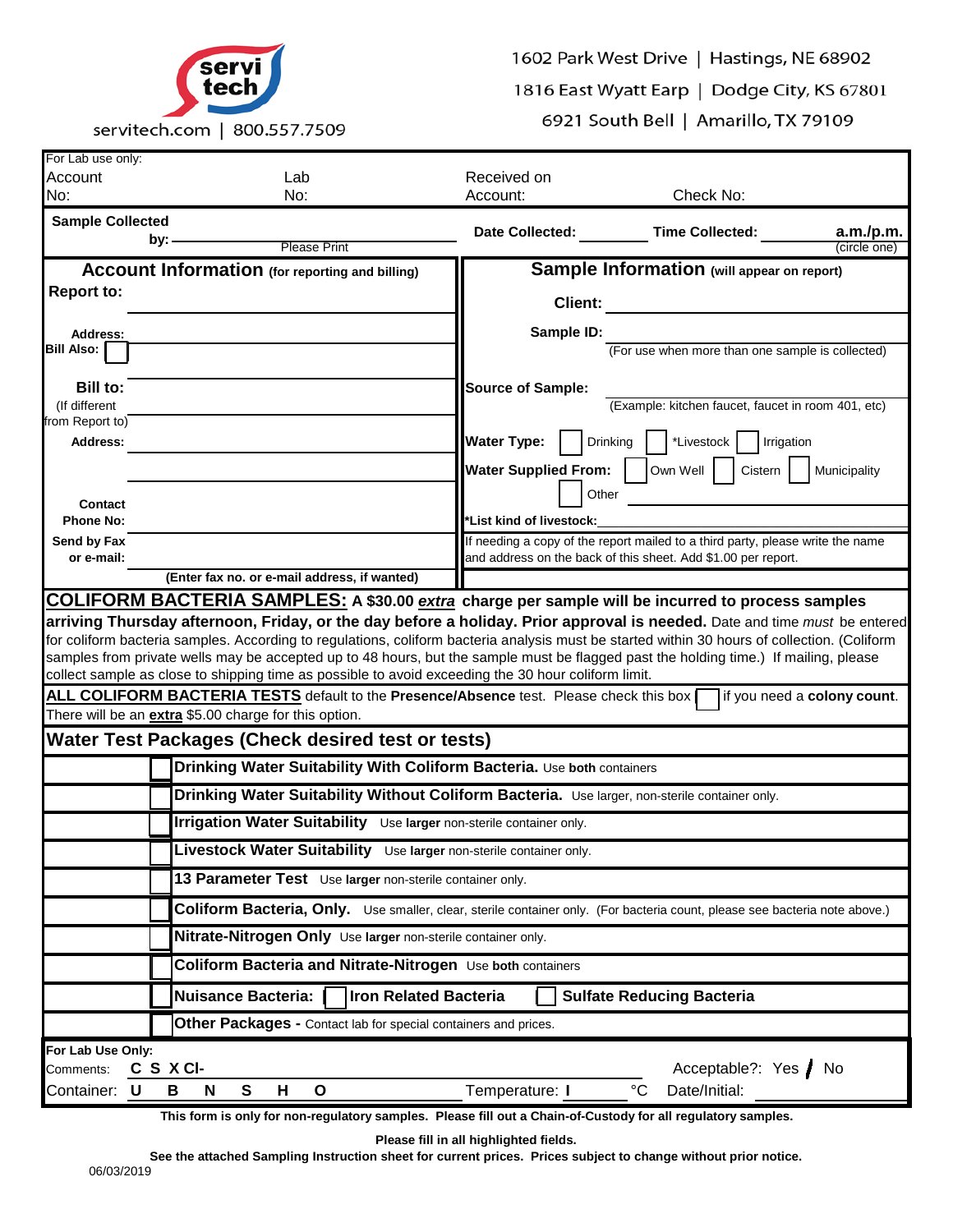servi tech

servitech.com | 800.557.7509

1602 Park West Drive | Hastings, NE 68902
1816 East Wyatt Earp | Dodge City, KS 67801
6921 South Bell | Amarillo, TX 79109

| For Lab use only: | | | |
|---|---|---|---|
| Account No: | Lab No: | Received on Account: | Check No: |

**Sample Collected by:** ____________ Please Print | **Date Collected:** ________ **Time Collected:** ________ **a.m./p.m.** (circle one)

| **Account Information** (for reporting and billing) | **Sample Information** (will appear on report) |
|---|---|
| **Report to:** ____________ | **Client:** ____________ |
| **Address:** ____________ | **Sample ID:** ____________ (For use when more than one sample is collected) |
| **Bill Also:** ☐ | |
| **Bill to:** (If different from Report to) ____________ | **Source of Sample:** ____________ (Example: kitchen faucet, faucet in room 401, etc) |
| **Address:** ____________ | **Water Type:** ☐ Drinking ☐ *Livestock ☐ Irrigation |
| | **Water Supplied From:** ☐ Own Well ☐ Cistern ☐ Municipality ☐ Other ____________ |
| **Contact Phone No:** ____________ | *List kind of livestock: ____________ |
| **Send by Fax or e-mail:** ____________ (Enter fax no. or e-mail address, if wanted) | If needing a copy of the report mailed to a third party, please write the name and address on the back of this sheet. Add $1.00 per report. |

**COLIFORM BACTERIA SAMPLES: A $30.00 *extra* charge per sample will be incurred to process samples arriving Thursday afternoon, Friday, or the day before a holiday. Prior approval is needed.** Date and time *must* be entered for coliform bacteria samples. According to regulations, coliform bacteria analysis must be started within 30 hours of collection. (Coliform samples from private wells may be accepted up to 48 hours, but the sample must be flagged past the holding time.) If mailing, please collect sample as close to shipping time as possible to avoid exceeding the 30 hour coliform limit.

**ALL COLIFORM BACTERIA TESTS** default to the **Presence/Absence** test. Please check this box ☐ if you need a **colony count**. There will be an **extra** $5.00 charge for this option.

## Water Test Packages (Check desired test or tests)

- ☐ **Drinking Water Suitability With Coliform Bacteria.** Use **both** containers
- ☐ **Drinking Water Suitability Without Coliform Bacteria.** Use larger, non-sterile container only.
- ☐ **Irrigation Water Suitability** Use **larger** non-sterile container only.
- ☐ **Livestock Water Suitability** Use **larger** non-sterile container only.
- ☐ **13 Parameter Test** Use **larger** non-sterile container only.
- ☐ **Coliform Bacteria, Only.** Use smaller, clear, sterile container only. (For bacteria count, please see bacteria note above.)
- ☐ **Nitrate-Nitrogen Only** Use **larger** non-sterile container only.
- ☐ **Coliform Bacteria and Nitrate-Nitrogen** Use **both** containers
- ☐ **Nuisance Bacteria:** ☐ **Iron Related Bacteria** ☐ **Sulfate Reducing Bacteria**
- ☐ **Other Packages -** Contact lab for special containers and prices.

**For Lab Use Only:**

Comments: **C S X Cl-** | Acceptable?: Yes / No

Container: **U B N S H O** | Temperature: ____ °C | Date/Initial: ____________

**This form is only for non-regulatory samples. Please fill out a Chain-of-Custody for all regulatory samples.**

**Please fill in all highlighted fields.**

**See the attached Sampling Instruction sheet for current prices. Prices subject to change without prior notice.**

06/03/2019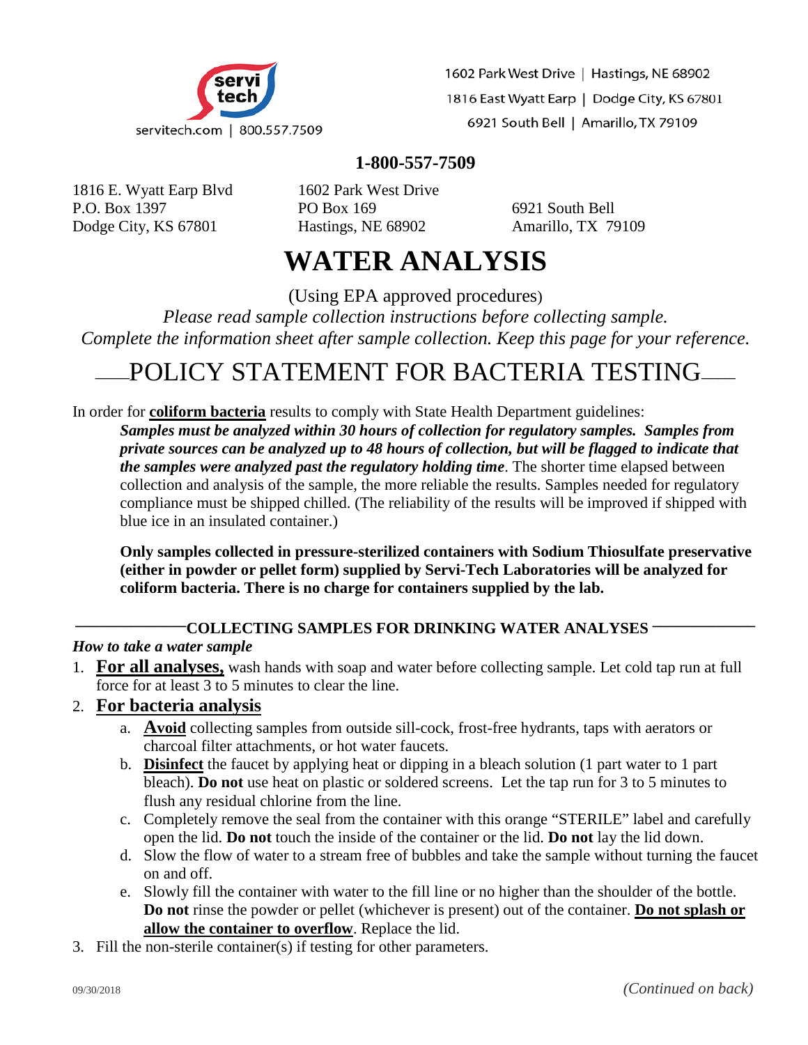servi tech

servitech.com | 800.557.7509

1602 Park West Drive | Hastings, NE 68902

1816 East Wyatt Earp | Dodge City, KS 67801

6921 South Bell | Amarillo, TX 79109

**1-800-557-7509**

1816 E. Wyatt Earp Blvd
P.O. Box 1397
Dodge City, KS 67801

1602 Park West Drive
PO Box 169
Hastings, NE 68902

6921 South Bell
Amarillo, TX 79109

# WATER ANALYSIS

(Using EPA approved procedures)

*Please read sample collection instructions before collecting sample.*
*Complete the information sheet after sample collection. Keep this page for your reference.*

## POLICY STATEMENT FOR BACTERIA TESTING

In order for **coliform bacteria** results to comply with State Health Department guidelines:

> ***Samples must be analyzed within 30 hours of collection for regulatory samples. Samples from private sources can be analyzed up to 48 hours of collection, but will be flagged to indicate that the samples were analyzed past the regulatory holding time***. The shorter time elapsed between collection and analysis of the sample, the more reliable the results. Samples needed for regulatory compliance must be shipped chilled. (The reliability of the results will be improved if shipped with blue ice in an insulated container.)
>
> **Only samples collected in pressure-sterilized containers with Sodium Thiosulfate preservative (either in powder or pellet form) supplied by Servi-Tech Laboratories will be analyzed for coliform bacteria. There is no charge for containers supplied by the lab.**

### COLLECTING SAMPLES FOR DRINKING WATER ANALYSES

***How to take a water sample***

1. **For all analyses,** wash hands with soap and water before collecting sample. Let cold tap run at full force for at least 3 to 5 minutes to clear the line.
2. **For bacteria analysis**
   a. **Avoid** collecting samples from outside sill-cock, frost-free hydrants, taps with aerators or charcoal filter attachments, or hot water faucets.
   b. **Disinfect** the faucet by applying heat or dipping in a bleach solution (1 part water to 1 part bleach). **Do not** use heat on plastic or soldered screens. Let the tap run for 3 to 5 minutes to flush any residual chlorine from the line.
   c. Completely remove the seal from the container with this orange "STERILE" label and carefully open the lid. **Do not** touch the inside of the container or the lid. **Do not** lay the lid down.
   d. Slow the flow of water to a stream free of bubbles and take the sample without turning the faucet on and off.
   e. Slowly fill the container with water to the fill line or no higher than the shoulder of the bottle. **Do not** rinse the powder or pellet (whichever is present) out of the container. **Do not splash or allow the container to overflow**. Replace the lid.
3. Fill the non-sterile container(s) if testing for other parameters.

09/30/2018

*(Continued on back)*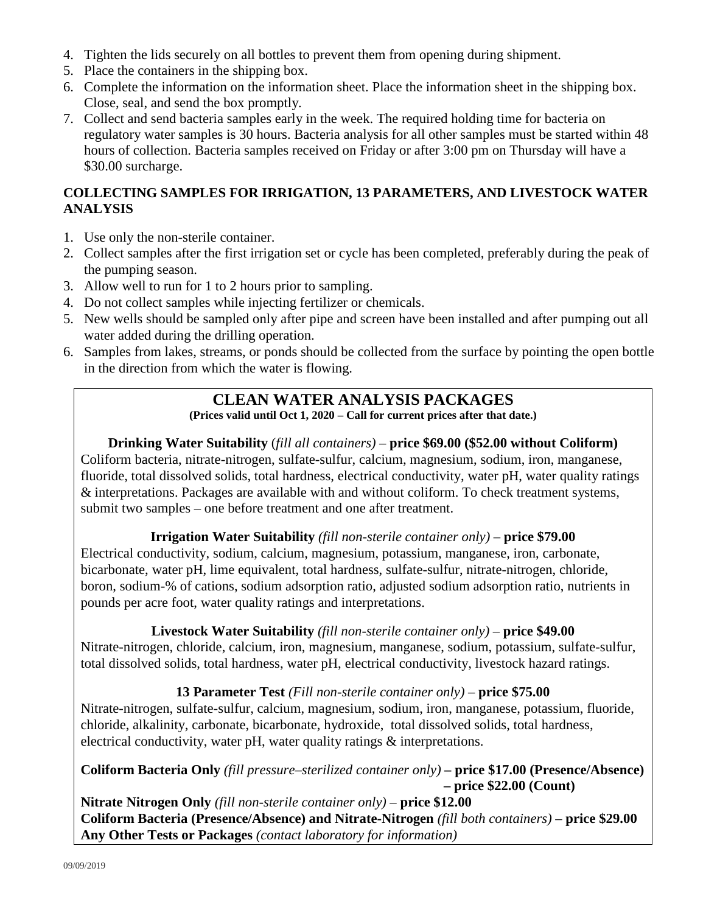4. Tighten the lids securely on all bottles to prevent them from opening during shipment.
5. Place the containers in the shipping box.
6. Complete the information on the information sheet. Place the information sheet in the shipping box. Close, seal, and send the box promptly.
7. Collect and send bacteria samples early in the week. The required holding time for bacteria on regulatory water samples is 30 hours. Bacteria analysis for all other samples must be started within 48 hours of collection. Bacteria samples received on Friday or after 3:00 pm on Thursday will have a $30.00 surcharge.

**COLLECTING SAMPLES FOR IRRIGATION, 13 PARAMETERS, AND LIVESTOCK WATER ANALYSIS**

1. Use only the non-sterile container.
2. Collect samples after the first irrigation set or cycle has been completed, preferably during the peak of the pumping season.
3. Allow well to run for 1 to 2 hours prior to sampling.
4. Do not collect samples while injecting fertilizer or chemicals.
5. New wells should be sampled only after pipe and screen have been installed and after pumping out all water added during the drilling operation.
6. Samples from lakes, streams, or ponds should be collected from the surface by pointing the open bottle in the direction from which the water is flowing.

## CLEAN WATER ANALYSIS PACKAGES

**(Prices valid until Oct 1, 2020 – Call for current prices after that date.)**

**Drinking Water Suitability** (*fill all containers)* – **price $69.00 ($52.00 without Coliform)**
Coliform bacteria, nitrate-nitrogen, sulfate-sulfur, calcium, magnesium, sodium, iron, manganese, fluoride, total dissolved solids, total hardness, electrical conductivity, water pH, water quality ratings & interpretations. Packages are available with and without coliform. To check treatment systems, submit two samples – one before treatment and one after treatment.

**Irrigation Water Suitability** *(fill non-sterile container only)* – **price $79.00**
Electrical conductivity, sodium, calcium, magnesium, potassium, manganese, iron, carbonate, bicarbonate, water pH, lime equivalent, total hardness, sulfate-sulfur, nitrate-nitrogen, chloride, boron, sodium-% of cations, sodium adsorption ratio, adjusted sodium adsorption ratio, nutrients in pounds per acre foot, water quality ratings and interpretations.

**Livestock Water Suitability** *(fill non-sterile container only)* – **price $49.00**
Nitrate-nitrogen, chloride, calcium, iron, magnesium, manganese, sodium, potassium, sulfate-sulfur, total dissolved solids, total hardness, water pH, electrical conductivity, livestock hazard ratings.

**13 Parameter Test** *(Fill non-sterile container only)* – **price $75.00**
Nitrate-nitrogen, sulfate-sulfur, calcium, magnesium, sodium, iron, manganese, potassium, fluoride, chloride, alkalinity, carbonate, bicarbonate, hydroxide, total dissolved solids, total hardness, electrical conductivity, water pH, water quality ratings & interpretations.

**Coliform Bacteria Only** *(fill pressure–sterilized container only)* **– price $17.00 (Presence/Absence) – price $22.00 (Count)**
**Nitrate Nitrogen Only** *(fill non-sterile container only)* – **price $12.00**
**Coliform Bacteria (Presence/Absence) and Nitrate-Nitrogen** *(fill both containers)* – **price $29.00**
**Any Other Tests or Packages** *(contact laboratory for information)*

09/09/2019